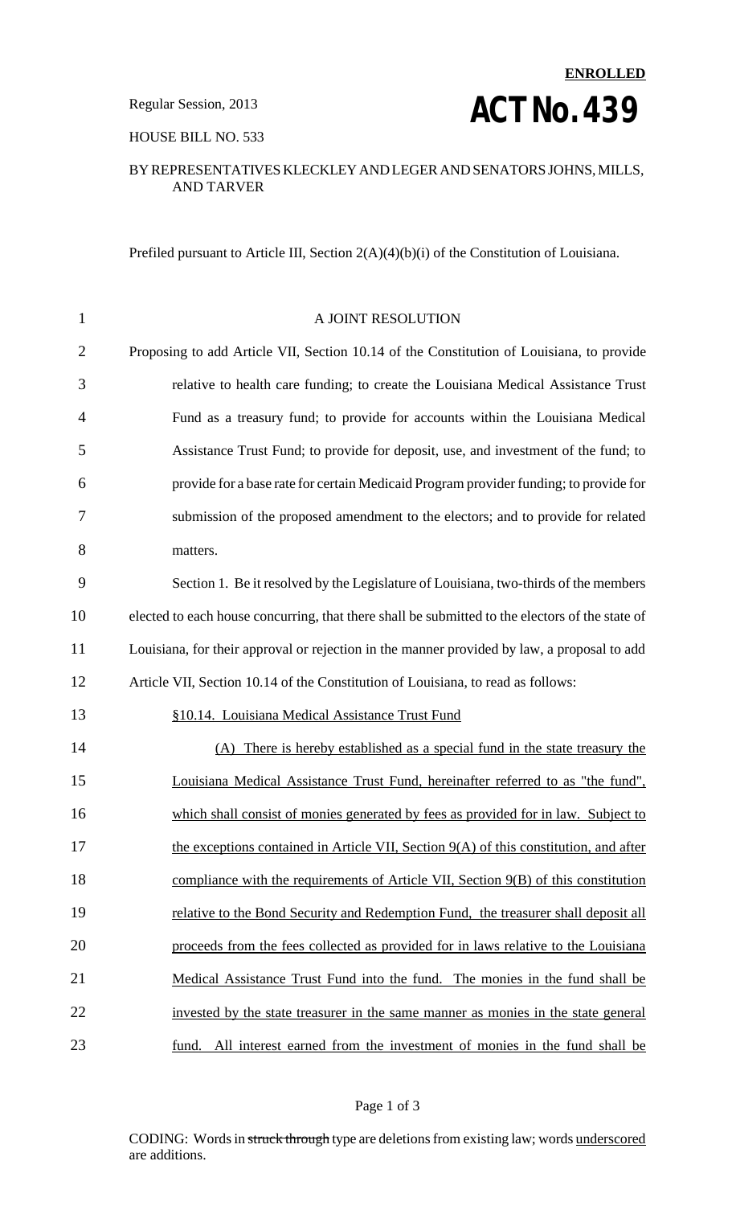**ENROLLED**

Regular Session, 2013

# ACT No. 439

HOUSE BILL NO. 533

BY REPRESENTATIVES KLECKLEY AND LEGER AND SENATORS JOHNS, MILLS, AND TARVER

Prefiled pursuant to Article III, Section 2(A)(4)(b)(i) of the Constitution of Louisiana.

A JOINT RESOLUTION

Proposing to add Article VII, Section 10.14 of the Constitution of Louisiana, to provide relative to health care funding; to create the Louisiana Medical Assistance Trust Fund as a treasury fund; to provide for accounts within the Louisiana Medical Assistance Trust Fund; to provide for deposit, use, and investment of the fund; to provide for a base rate for certain Medicaid Program provider funding; to provide for submission of the proposed amendment to the electors; and to provide for related matters.

Section 1. Be it resolved by the Legislature of Louisiana, two-thirds of the members elected to each house concurring, that there shall be submitted to the electors of the state of Louisiana, for their approval or rejection in the manner provided by law, a proposal to add Article VII, Section 10.14 of the Constitution of Louisiana, to read as follows:

§10.14. Louisiana Medical Assistance Trust Fund

(A) There is hereby established as a special fund in the state treasury the Louisiana Medical Assistance Trust Fund, hereinafter referred to as "the fund", which shall consist of monies generated by fees as provided for in law. Subject to the exceptions contained in Article VII, Section 9(A) of this constitution, and after compliance with the requirements of Article VII, Section 9(B) of this constitution relative to the Bond Security and Redemption Fund, the treasurer shall deposit all proceeds from the fees collected as provided for in laws relative to the Louisiana Medical Assistance Trust Fund into the fund. The monies in the fund shall be invested by the state treasurer in the same manner as monies in the state general fund. All interest earned from the investment of monies in the fund shall be

CODING: Words in ~~struck through~~ type are deletions from existing law; words underscored are additions.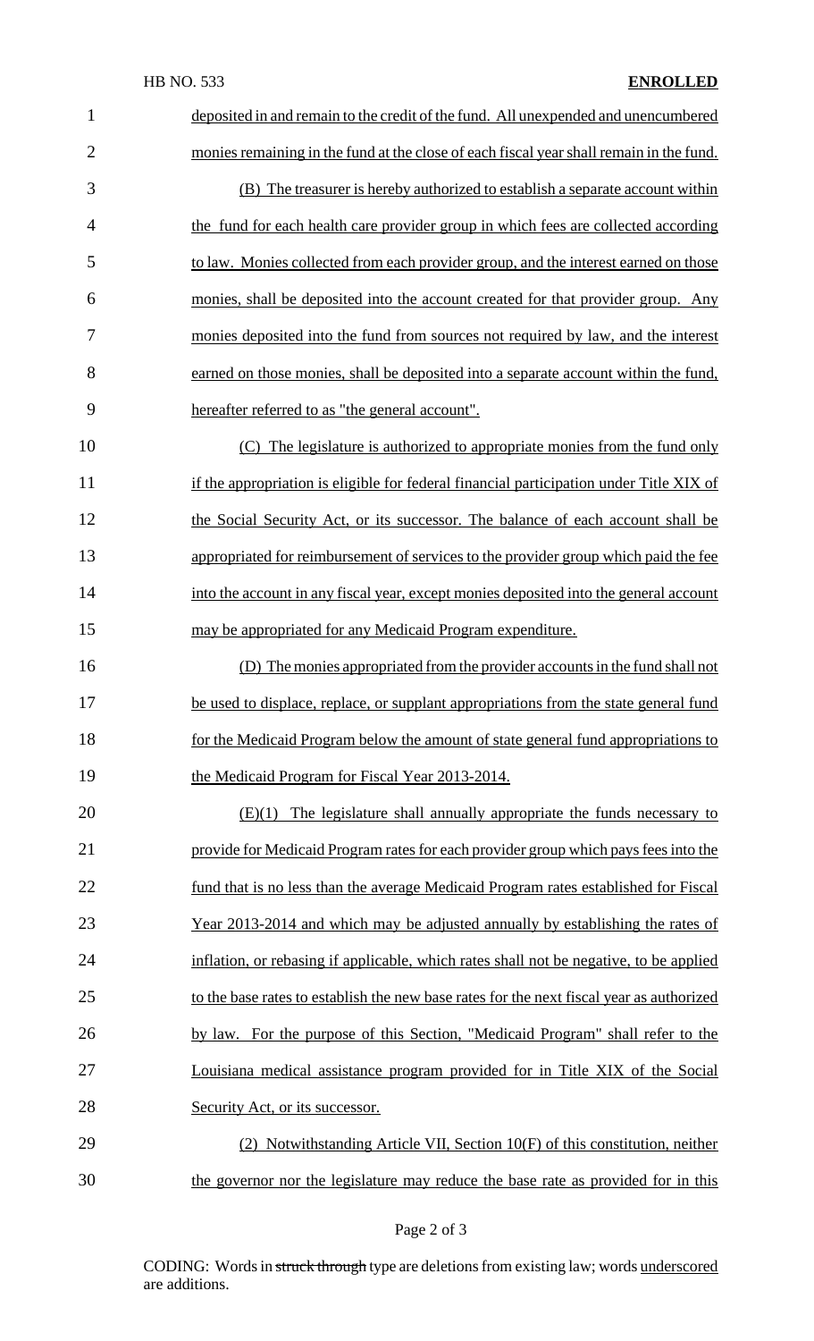deposited in and remain to the credit of the fund. All unexpended and unencumbered monies remaining in the fund at the close of each fiscal year shall remain in the fund.

(B) The treasurer is hereby authorized to establish a separate account within the fund for each health care provider group in which fees are collected according to law. Monies collected from each provider group, and the interest earned on those monies, shall be deposited into the account created for that provider group. Any monies deposited into the fund from sources not required by law, and the interest earned on those monies, shall be deposited into a separate account within the fund, hereafter referred to as "the general account".

(C) The legislature is authorized to appropriate monies from the fund only if the appropriation is eligible for federal financial participation under Title XIX of the Social Security Act, or its successor. The balance of each account shall be appropriated for reimbursement of services to the provider group which paid the fee into the account in any fiscal year, except monies deposited into the general account may be appropriated for any Medicaid Program expenditure.

(D) The monies appropriated from the provider accounts in the fund shall not be used to displace, replace, or supplant appropriations from the state general fund for the Medicaid Program below the amount of state general fund appropriations to the Medicaid Program for Fiscal Year 2013-2014.

(E)(1) The legislature shall annually appropriate the funds necessary to provide for Medicaid Program rates for each provider group which pays fees into the fund that is no less than the average Medicaid Program rates established for Fiscal Year 2013-2014 and which may be adjusted annually by establishing the rates of inflation, or rebasing if applicable, which rates shall not be negative, to be applied to the base rates to establish the new base rates for the next fiscal year as authorized by law. For the purpose of this Section, "Medicaid Program" shall refer to the Louisiana medical assistance program provided for in Title XIX of the Social Security Act, or its successor.

(2) Notwithstanding Article VII, Section 10(F) of this constitution, neither the governor nor the legislature may reduce the base rate as provided for in this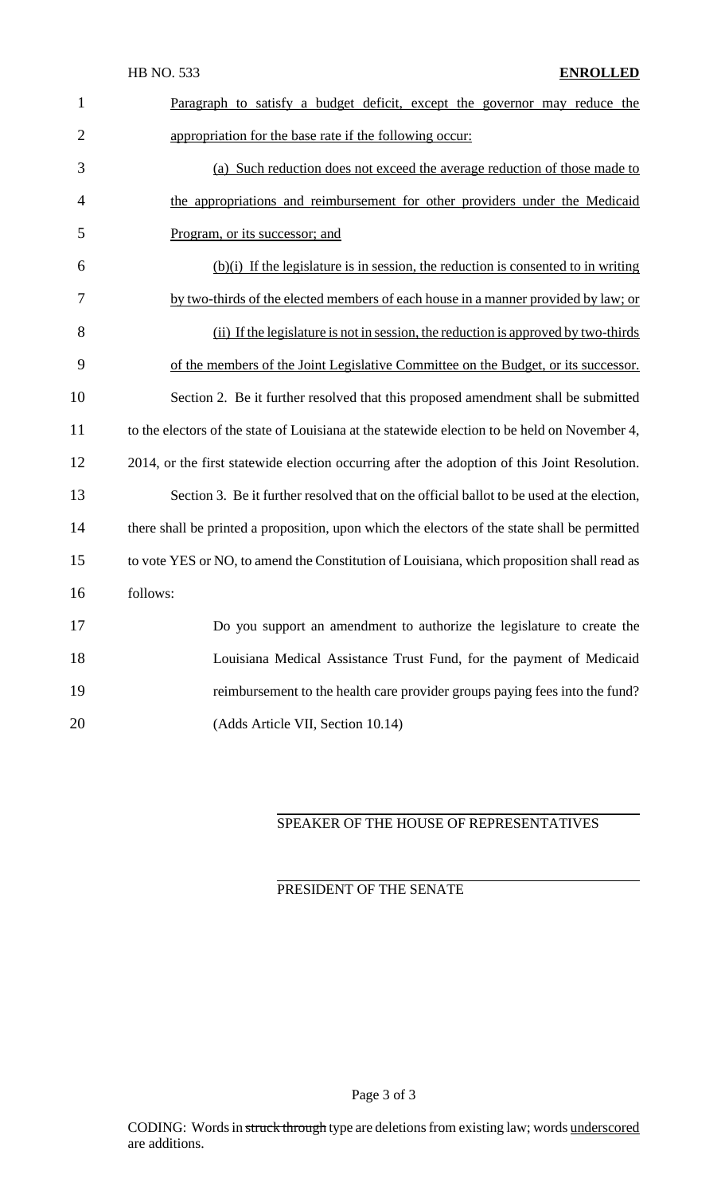Paragraph to satisfy a budget deficit, except the governor may reduce the appropriation for the base rate if the following occur:

(a) Such reduction does not exceed the average reduction of those made to the appropriations and reimbursement for other providers under the Medicaid Program, or its successor; and

(b)(i) If the legislature is in session, the reduction is consented to in writing by two-thirds of the elected members of each house in a manner provided by law; or

(ii) If the legislature is not in session, the reduction is approved by two-thirds of the members of the Joint Legislative Committee on the Budget, or its successor.

Section 2. Be it further resolved that this proposed amendment shall be submitted to the electors of the state of Louisiana at the statewide election to be held on November 4, 2014, or the first statewide election occurring after the adoption of this Joint Resolution.

Section 3. Be it further resolved that on the official ballot to be used at the election, there shall be printed a proposition, upon which the electors of the state shall be permitted to vote YES or NO, to amend the Constitution of Louisiana, which proposition shall read as follows:

> Do you support an amendment to authorize the legislature to create the Louisiana Medical Assistance Trust Fund, for the payment of Medicaid reimbursement to the health care provider groups paying fees into the fund? (Adds Article VII, Section 10.14)

SPEAKER OF THE HOUSE OF REPRESENTATIVES

PRESIDENT OF THE SENATE

CODING: Words in ~~struck through~~ type are deletions from existing law; words underscored are additions.